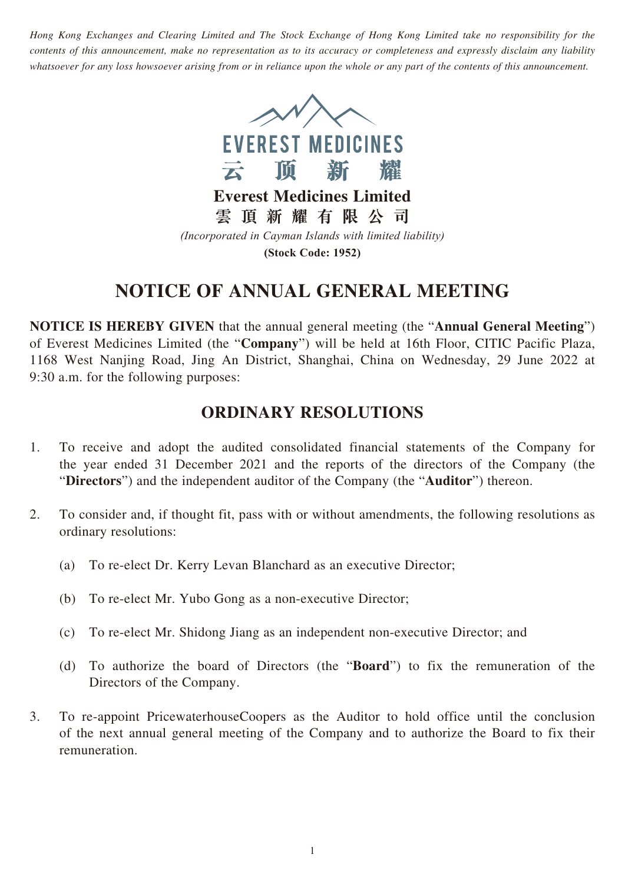*Hong Kong Exchanges and Clearing Limited and The Stock Exchange of Hong Kong Limited take no responsibility for the contents of this announcement, make no representation as to its accuracy or completeness and expressly disclaim any liability whatsoever for any loss howsoever arising from or in reliance upon the whole or any part of the contents of this announcement.*

EVEREST MEDICINES
云 顶 新 耀

**Everest Medicines Limited**
**雲 頂 新 耀 有 限 公 司**
*(Incorporated in Cayman Islands with limited liability)*
**(Stock Code: 1952)**

# NOTICE OF ANNUAL GENERAL MEETING

**NOTICE IS HEREBY GIVEN** that the annual general meeting (the "**Annual General Meeting**") of Everest Medicines Limited (the "**Company**") will be held at 16th Floor, CITIC Pacific Plaza, 1168 West Nanjing Road, Jing An District, Shanghai, China on Wednesday, 29 June 2022 at 9:30 a.m. for the following purposes:

## ORDINARY RESOLUTIONS

1. To receive and adopt the audited consolidated financial statements of the Company for the year ended 31 December 2021 and the reports of the directors of the Company (the "**Directors**") and the independent auditor of the Company (the "**Auditor**") thereon.

2. To consider and, if thought fit, pass with or without amendments, the following resolutions as ordinary resolutions:

   (a) To re-elect Dr. Kerry Levan Blanchard as an executive Director;

   (b) To re-elect Mr. Yubo Gong as a non-executive Director;

   (c) To re-elect Mr. Shidong Jiang as an independent non-executive Director; and

   (d) To authorize the board of Directors (the "**Board**") to fix the remuneration of the Directors of the Company.

3. To re-appoint PricewaterhouseCoopers as the Auditor to hold office until the conclusion of the next annual general meeting of the Company and to authorize the Board to fix their remuneration.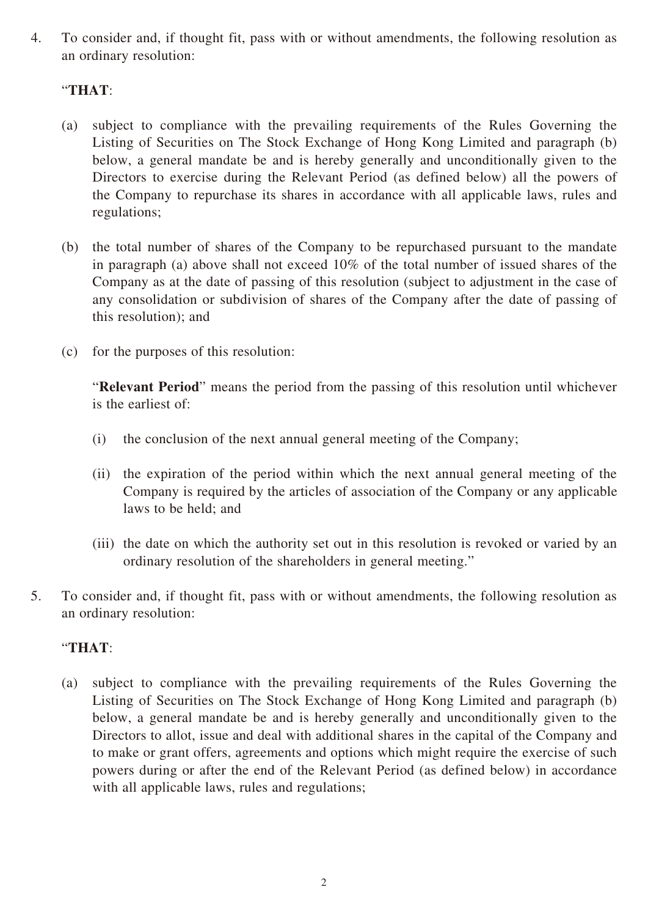4. To consider and, if thought fit, pass with or without amendments, the following resolution as an ordinary resolution:

   "**THAT**:

   (a) subject to compliance with the prevailing requirements of the Rules Governing the Listing of Securities on The Stock Exchange of Hong Kong Limited and paragraph (b) below, a general mandate be and is hereby generally and unconditionally given to the Directors to exercise during the Relevant Period (as defined below) all the powers of the Company to repurchase its shares in accordance with all applicable laws, rules and regulations;

   (b) the total number of shares of the Company to be repurchased pursuant to the mandate in paragraph (a) above shall not exceed 10% of the total number of issued shares of the Company as at the date of passing of this resolution (subject to adjustment in the case of any consolidation or subdivision of shares of the Company after the date of passing of this resolution); and

   (c) for the purposes of this resolution:

   "**Relevant Period**" means the period from the passing of this resolution until whichever is the earliest of:

   (i) the conclusion of the next annual general meeting of the Company;

   (ii) the expiration of the period within which the next annual general meeting of the Company is required by the articles of association of the Company or any applicable laws to be held; and

   (iii) the date on which the authority set out in this resolution is revoked or varied by an ordinary resolution of the shareholders in general meeting."

5. To consider and, if thought fit, pass with or without amendments, the following resolution as an ordinary resolution:

   "**THAT**:

   (a) subject to compliance with the prevailing requirements of the Rules Governing the Listing of Securities on The Stock Exchange of Hong Kong Limited and paragraph (b) below, a general mandate be and is hereby generally and unconditionally given to the Directors to allot, issue and deal with additional shares in the capital of the Company and to make or grant offers, agreements and options which might require the exercise of such powers during or after the end of the Relevant Period (as defined below) in accordance with all applicable laws, rules and regulations;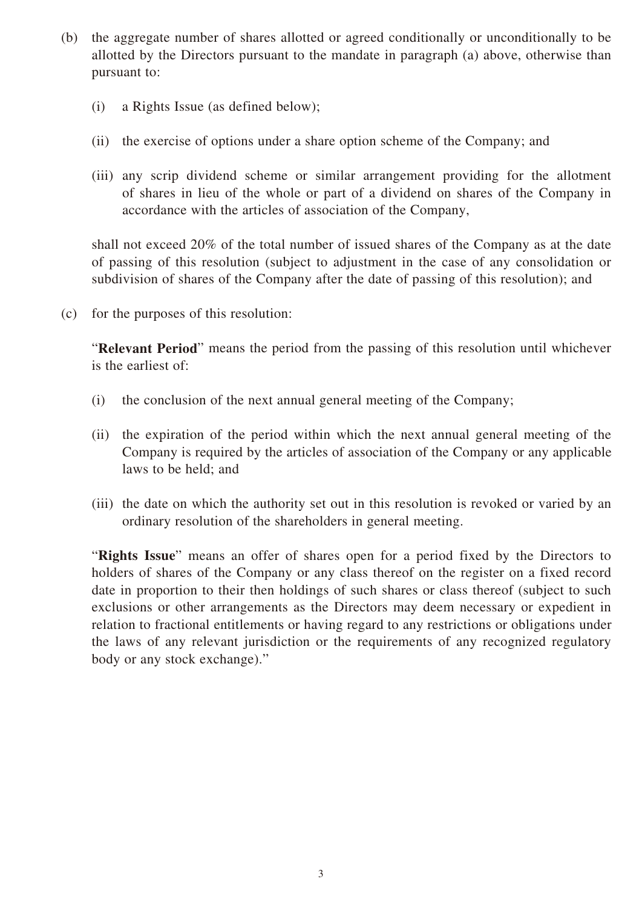(b) the aggregate number of shares allotted or agreed conditionally or unconditionally to be allotted by the Directors pursuant to the mandate in paragraph (a) above, otherwise than pursuant to:

  (i) a Rights Issue (as defined below);

  (ii) the exercise of options under a share option scheme of the Company; and

  (iii) any scrip dividend scheme or similar arrangement providing for the allotment of shares in lieu of the whole or part of a dividend on shares of the Company in accordance with the articles of association of the Company,

  shall not exceed 20% of the total number of issued shares of the Company as at the date of passing of this resolution (subject to adjustment in the case of any consolidation or subdivision of shares of the Company after the date of passing of this resolution); and

(c) for the purposes of this resolution:

  "**Relevant Period**" means the period from the passing of this resolution until whichever is the earliest of:

  (i) the conclusion of the next annual general meeting of the Company;

  (ii) the expiration of the period within which the next annual general meeting of the Company is required by the articles of association of the Company or any applicable laws to be held; and

  (iii) the date on which the authority set out in this resolution is revoked or varied by an ordinary resolution of the shareholders in general meeting.

  "**Rights Issue**" means an offer of shares open for a period fixed by the Directors to holders of shares of the Company or any class thereof on the register on a fixed record date in proportion to their then holdings of such shares or class thereof (subject to such exclusions or other arrangements as the Directors may deem necessary or expedient in relation to fractional entitlements or having regard to any restrictions or obligations under the laws of any relevant jurisdiction or the requirements of any recognized regulatory body or any stock exchange)."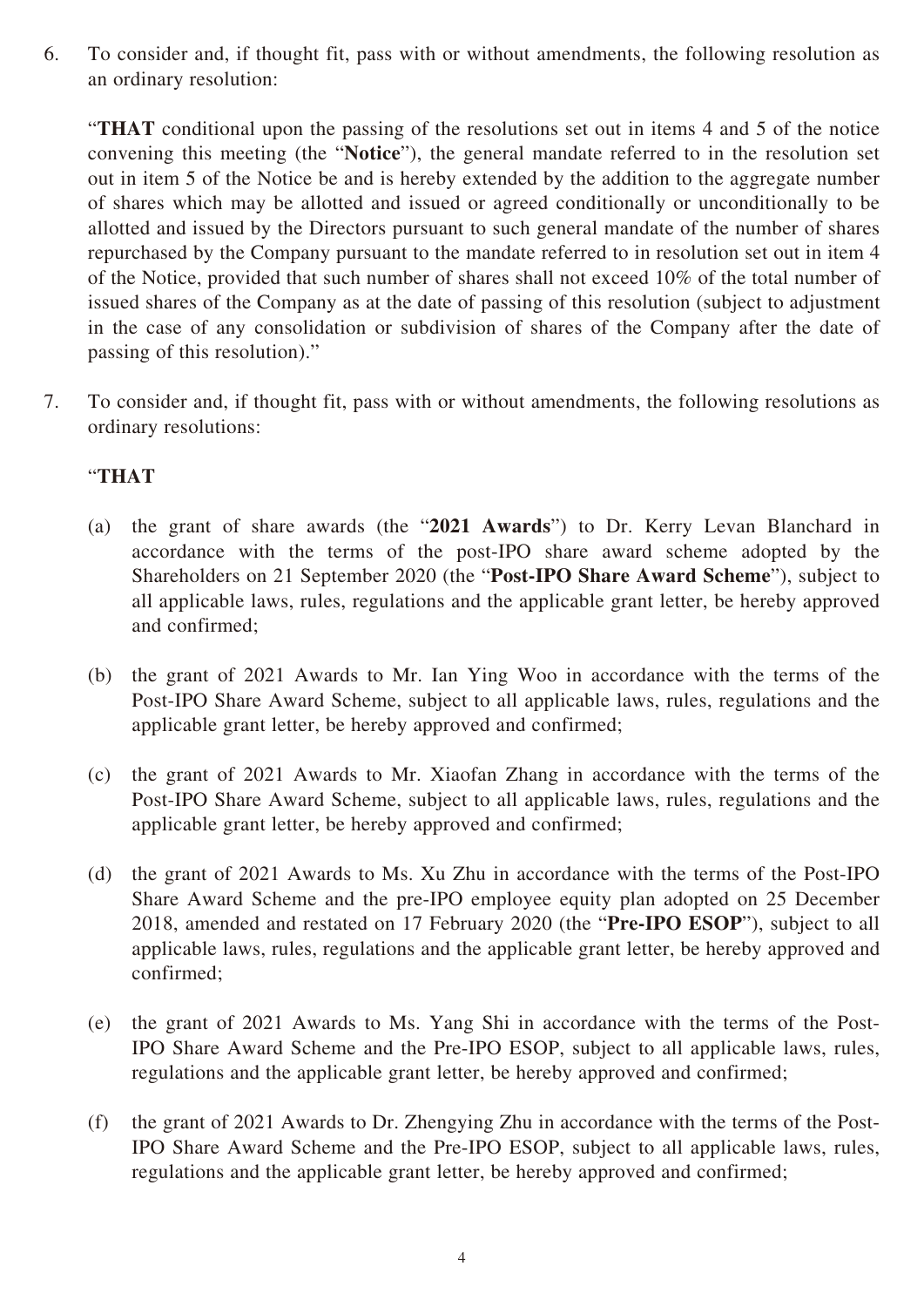6. To consider and, if thought fit, pass with or without amendments, the following resolution as an ordinary resolution:

   "**THAT** conditional upon the passing of the resolutions set out in items 4 and 5 of the notice convening this meeting (the "**Notice**"), the general mandate referred to in the resolution set out in item 5 of the Notice be and is hereby extended by the addition to the aggregate number of shares which may be allotted and issued or agreed conditionally or unconditionally to be allotted and issued by the Directors pursuant to such general mandate of the number of shares repurchased by the Company pursuant to the mandate referred to in resolution set out in item 4 of the Notice, provided that such number of shares shall not exceed 10% of the total number of issued shares of the Company as at the date of passing of this resolution (subject to adjustment in the case of any consolidation or subdivision of shares of the Company after the date of passing of this resolution)."

7. To consider and, if thought fit, pass with or without amendments, the following resolutions as ordinary resolutions:

   "**THAT**

   (a) the grant of share awards (the "**2021 Awards**") to Dr. Kerry Levan Blanchard in accordance with the terms of the post-IPO share award scheme adopted by the Shareholders on 21 September 2020 (the "**Post-IPO Share Award Scheme**"), subject to all applicable laws, rules, regulations and the applicable grant letter, be hereby approved and confirmed;

   (b) the grant of 2021 Awards to Mr. Ian Ying Woo in accordance with the terms of the Post-IPO Share Award Scheme, subject to all applicable laws, rules, regulations and the applicable grant letter, be hereby approved and confirmed;

   (c) the grant of 2021 Awards to Mr. Xiaofan Zhang in accordance with the terms of the Post-IPO Share Award Scheme, subject to all applicable laws, rules, regulations and the applicable grant letter, be hereby approved and confirmed;

   (d) the grant of 2021 Awards to Ms. Xu Zhu in accordance with the terms of the Post-IPO Share Award Scheme and the pre-IPO employee equity plan adopted on 25 December 2018, amended and restated on 17 February 2020 (the "**Pre-IPO ESOP**"), subject to all applicable laws, rules, regulations and the applicable grant letter, be hereby approved and confirmed;

   (e) the grant of 2021 Awards to Ms. Yang Shi in accordance with the terms of the Post-IPO Share Award Scheme and the Pre-IPO ESOP, subject to all applicable laws, rules, regulations and the applicable grant letter, be hereby approved and confirmed;

   (f) the grant of 2021 Awards to Dr. Zhengying Zhu in accordance with the terms of the Post-IPO Share Award Scheme and the Pre-IPO ESOP, subject to all applicable laws, rules, regulations and the applicable grant letter, be hereby approved and confirmed;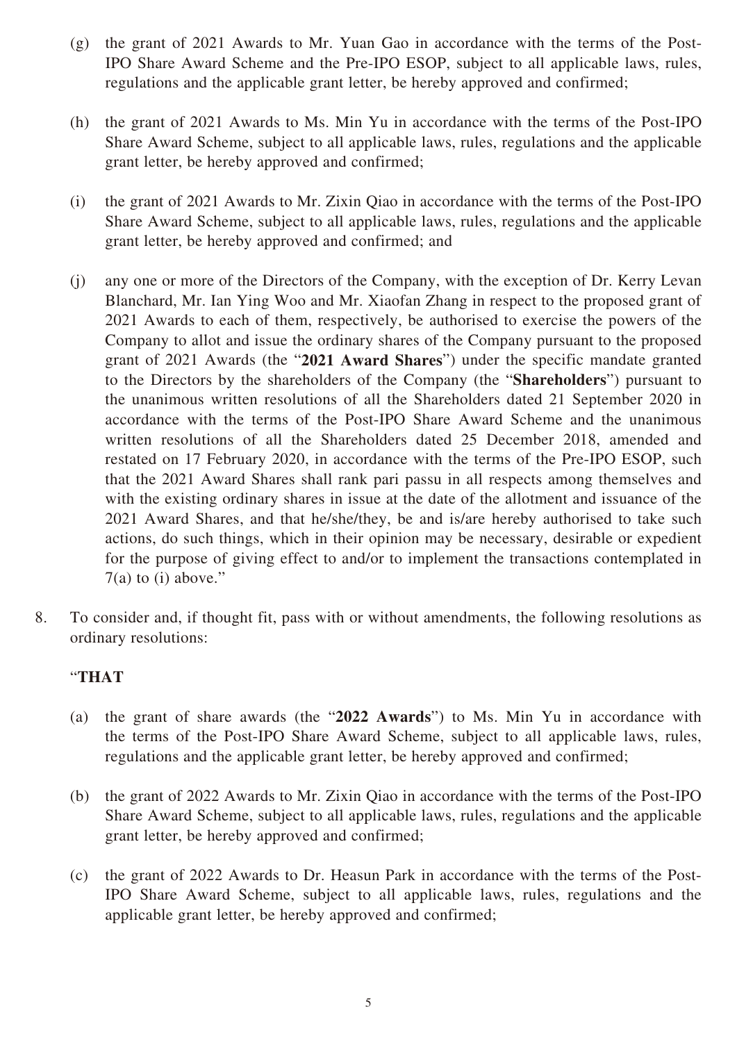(g) the grant of 2021 Awards to Mr. Yuan Gao in accordance with the terms of the Post-IPO Share Award Scheme and the Pre-IPO ESOP, subject to all applicable laws, rules, regulations and the applicable grant letter, be hereby approved and confirmed;

(h) the grant of 2021 Awards to Ms. Min Yu in accordance with the terms of the Post-IPO Share Award Scheme, subject to all applicable laws, rules, regulations and the applicable grant letter, be hereby approved and confirmed;

(i) the grant of 2021 Awards to Mr. Zixin Qiao in accordance with the terms of the Post-IPO Share Award Scheme, subject to all applicable laws, rules, regulations and the applicable grant letter, be hereby approved and confirmed; and

(j) any one or more of the Directors of the Company, with the exception of Dr. Kerry Levan Blanchard, Mr. Ian Ying Woo and Mr. Xiaofan Zhang in respect to the proposed grant of 2021 Awards to each of them, respectively, be authorised to exercise the powers of the Company to allot and issue the ordinary shares of the Company pursuant to the proposed grant of 2021 Awards (the "**2021 Award Shares**") under the specific mandate granted to the Directors by the shareholders of the Company (the "**Shareholders**") pursuant to the unanimous written resolutions of all the Shareholders dated 21 September 2020 in accordance with the terms of the Post-IPO Share Award Scheme and the unanimous written resolutions of all the Shareholders dated 25 December 2018, amended and restated on 17 February 2020, in accordance with the terms of the Pre-IPO ESOP, such that the 2021 Award Shares shall rank pari passu in all respects among themselves and with the existing ordinary shares in issue at the date of the allotment and issuance of the 2021 Award Shares, and that he/she/they, be and is/are hereby authorised to take such actions, do such things, which in their opinion may be necessary, desirable or expedient for the purpose of giving effect to and/or to implement the transactions contemplated in 7(a) to (i) above."

8. To consider and, if thought fit, pass with or without amendments, the following resolutions as ordinary resolutions:

"**THAT**

(a) the grant of share awards (the "**2022 Awards**") to Ms. Min Yu in accordance with the terms of the Post-IPO Share Award Scheme, subject to all applicable laws, rules, regulations and the applicable grant letter, be hereby approved and confirmed;

(b) the grant of 2022 Awards to Mr. Zixin Qiao in accordance with the terms of the Post-IPO Share Award Scheme, subject to all applicable laws, rules, regulations and the applicable grant letter, be hereby approved and confirmed;

(c) the grant of 2022 Awards to Dr. Heasun Park in accordance with the terms of the Post-IPO Share Award Scheme, subject to all applicable laws, rules, regulations and the applicable grant letter, be hereby approved and confirmed;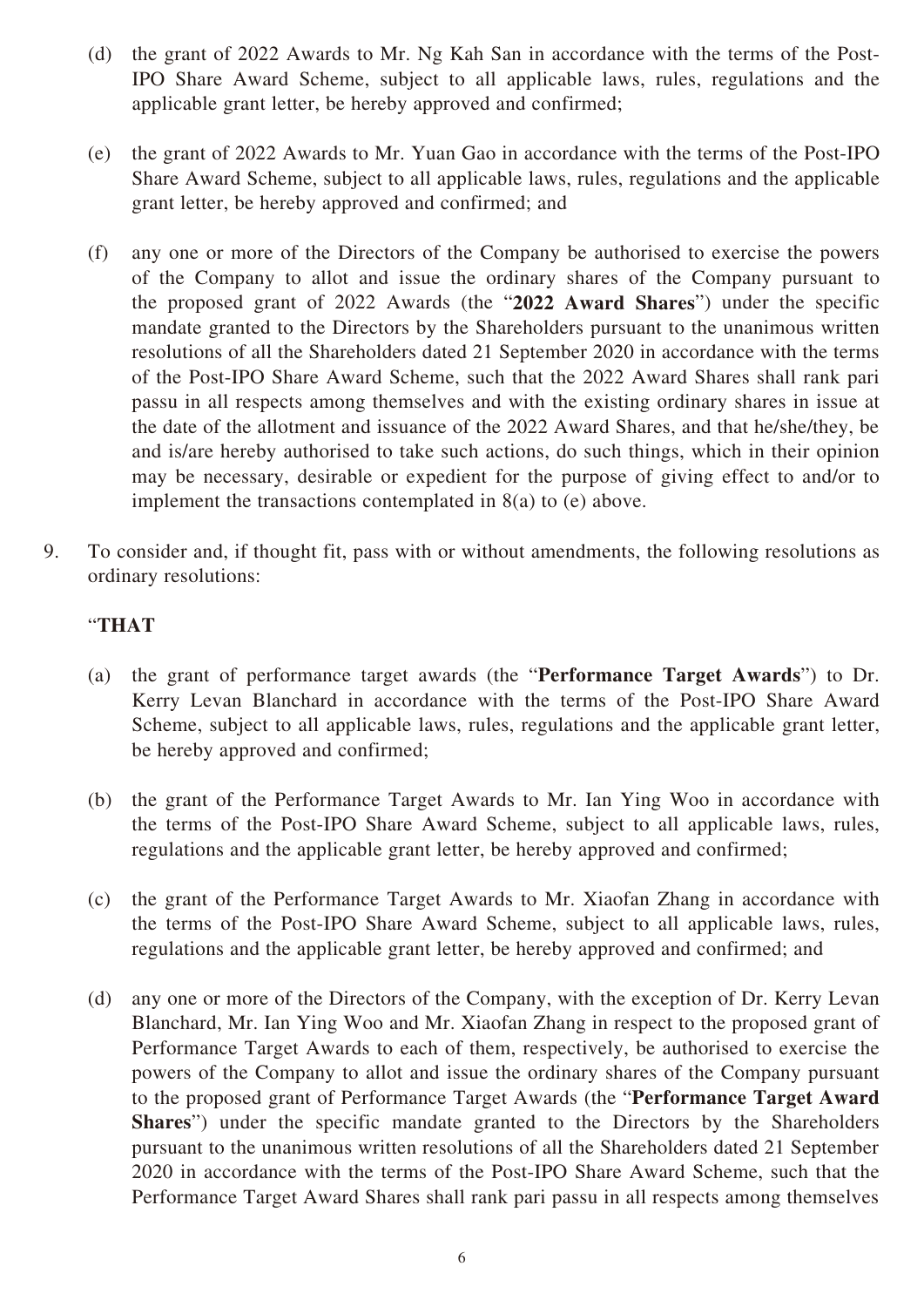(d) the grant of 2022 Awards to Mr. Ng Kah San in accordance with the terms of the Post-IPO Share Award Scheme, subject to all applicable laws, rules, regulations and the applicable grant letter, be hereby approved and confirmed;

(e) the grant of 2022 Awards to Mr. Yuan Gao in accordance with the terms of the Post-IPO Share Award Scheme, subject to all applicable laws, rules, regulations and the applicable grant letter, be hereby approved and confirmed; and

(f) any one or more of the Directors of the Company be authorised to exercise the powers of the Company to allot and issue the ordinary shares of the Company pursuant to the proposed grant of 2022 Awards (the "**2022 Award Shares**") under the specific mandate granted to the Directors by the Shareholders pursuant to the unanimous written resolutions of all the Shareholders dated 21 September 2020 in accordance with the terms of the Post-IPO Share Award Scheme, such that the 2022 Award Shares shall rank pari passu in all respects among themselves and with the existing ordinary shares in issue at the date of the allotment and issuance of the 2022 Award Shares, and that he/she/they, be and is/are hereby authorised to take such actions, do such things, which in their opinion may be necessary, desirable or expedient for the purpose of giving effect to and/or to implement the transactions contemplated in 8(a) to (e) above.

9. To consider and, if thought fit, pass with or without amendments, the following resolutions as ordinary resolutions:

"**THAT**

(a) the grant of performance target awards (the "**Performance Target Awards**") to Dr. Kerry Levan Blanchard in accordance with the terms of the Post-IPO Share Award Scheme, subject to all applicable laws, rules, regulations and the applicable grant letter, be hereby approved and confirmed;

(b) the grant of the Performance Target Awards to Mr. Ian Ying Woo in accordance with the terms of the Post-IPO Share Award Scheme, subject to all applicable laws, rules, regulations and the applicable grant letter, be hereby approved and confirmed;

(c) the grant of the Performance Target Awards to Mr. Xiaofan Zhang in accordance with the terms of the Post-IPO Share Award Scheme, subject to all applicable laws, rules, regulations and the applicable grant letter, be hereby approved and confirmed; and

(d) any one or more of the Directors of the Company, with the exception of Dr. Kerry Levan Blanchard, Mr. Ian Ying Woo and Mr. Xiaofan Zhang in respect to the proposed grant of Performance Target Awards to each of them, respectively, be authorised to exercise the powers of the Company to allot and issue the ordinary shares of the Company pursuant to the proposed grant of Performance Target Awards (the "**Performance Target Award Shares**") under the specific mandate granted to the Directors by the Shareholders pursuant to the unanimous written resolutions of all the Shareholders dated 21 September 2020 in accordance with the terms of the Post-IPO Share Award Scheme, such that the Performance Target Award Shares shall rank pari passu in all respects among themselves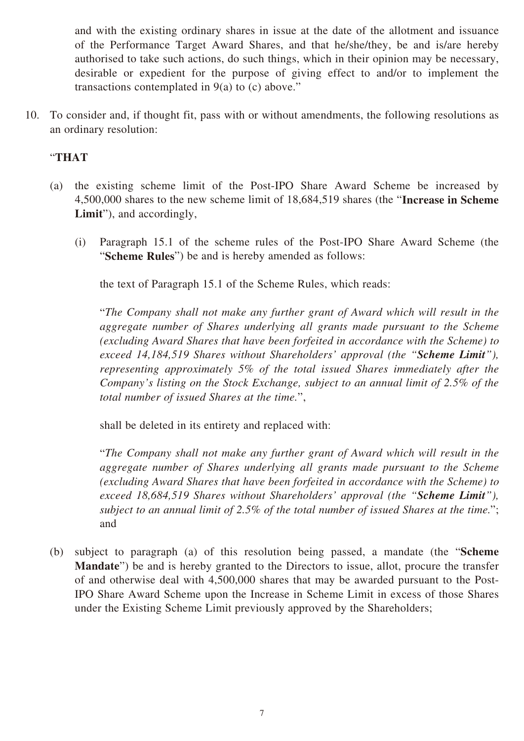and with the existing ordinary shares in issue at the date of the allotment and issuance of the Performance Target Award Shares, and that he/she/they, be and is/are hereby authorised to take such actions, do such things, which in their opinion may be necessary, desirable or expedient for the purpose of giving effect to and/or to implement the transactions contemplated in 9(a) to (c) above."

10. To consider and, if thought fit, pass with or without amendments, the following resolutions as an ordinary resolution:

"**THAT**

(a) the existing scheme limit of the Post-IPO Share Award Scheme be increased by 4,500,000 shares to the new scheme limit of 18,684,519 shares (the "**Increase in Scheme Limit**"), and accordingly,

(i) Paragraph 15.1 of the scheme rules of the Post-IPO Share Award Scheme (the "**Scheme Rules**") be and is hereby amended as follows:

the text of Paragraph 15.1 of the Scheme Rules, which reads:

"*The Company shall not make any further grant of Award which will result in the aggregate number of Shares underlying all grants made pursuant to the Scheme (excluding Award Shares that have been forfeited in accordance with the Scheme) to exceed 14,184,519 Shares without Shareholders' approval (the "**Scheme Limit**"), representing approximately 5% of the total issued Shares immediately after the Company's listing on the Stock Exchange, subject to an annual limit of 2.5% of the total number of issued Shares at the time.*",

shall be deleted in its entirety and replaced with:

"*The Company shall not make any further grant of Award which will result in the aggregate number of Shares underlying all grants made pursuant to the Scheme (excluding Award Shares that have been forfeited in accordance with the Scheme) to exceed 18,684,519 Shares without Shareholders' approval (the "**Scheme Limit**"), subject to an annual limit of 2.5% of the total number of issued Shares at the time.*"; and

(b) subject to paragraph (a) of this resolution being passed, a mandate (the "**Scheme Mandate**") be and is hereby granted to the Directors to issue, allot, procure the transfer of and otherwise deal with 4,500,000 shares that may be awarded pursuant to the Post-IPO Share Award Scheme upon the Increase in Scheme Limit in excess of those Shares under the Existing Scheme Limit previously approved by the Shareholders;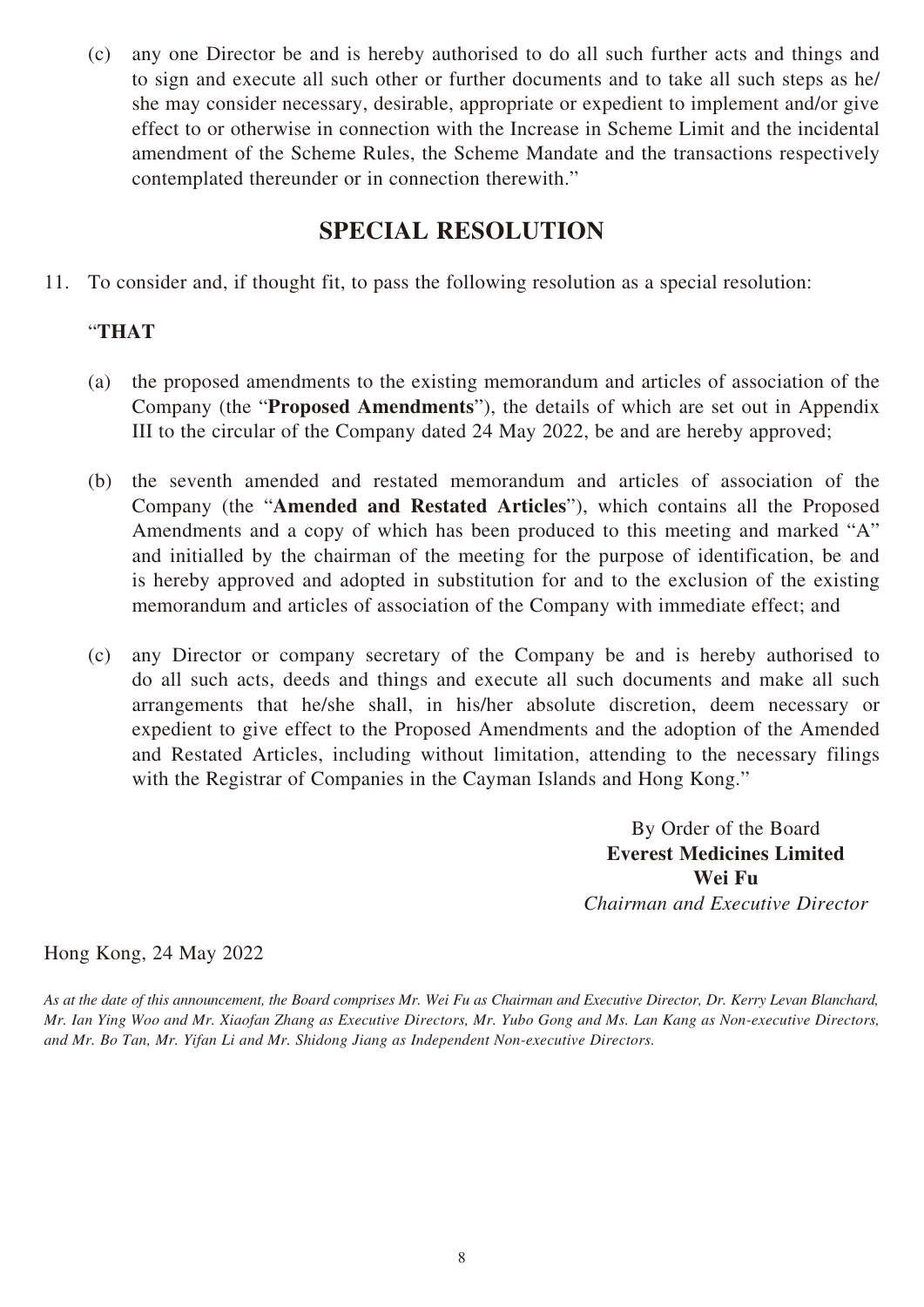(c) any one Director be and is hereby authorised to do all such further acts and things and to sign and execute all such other or further documents and to take all such steps as he/she may consider necessary, desirable, appropriate or expedient to implement and/or give effect to or otherwise in connection with the Increase in Scheme Limit and the incidental amendment of the Scheme Rules, the Scheme Mandate and the transactions respectively contemplated thereunder or in connection therewith."

## SPECIAL RESOLUTION

11. To consider and, if thought fit, to pass the following resolution as a special resolution:

"**THAT**

(a) the proposed amendments to the existing memorandum and articles of association of the Company (the "**Proposed Amendments**"), the details of which are set out in Appendix III to the circular of the Company dated 24 May 2022, be and are hereby approved;

(b) the seventh amended and restated memorandum and articles of association of the Company (the "**Amended and Restated Articles**"), which contains all the Proposed Amendments and a copy of which has been produced to this meeting and marked "A" and initialled by the chairman of the meeting for the purpose of identification, be and is hereby approved and adopted in substitution for and to the exclusion of the existing memorandum and articles of association of the Company with immediate effect; and

(c) any Director or company secretary of the Company be and is hereby authorised to do all such acts, deeds and things and execute all such documents and make all such arrangements that he/she shall, in his/her absolute discretion, deem necessary or expedient to give effect to the Proposed Amendments and the adoption of the Amended and Restated Articles, including without limitation, attending to the necessary filings with the Registrar of Companies in the Cayman Islands and Hong Kong."

By Order of the Board
**Everest Medicines Limited**
**Wei Fu**
*Chairman and Executive Director*

Hong Kong, 24 May 2022

*As at the date of this announcement, the Board comprises Mr. Wei Fu as Chairman and Executive Director, Dr. Kerry Levan Blanchard, Mr. Ian Ying Woo and Mr. Xiaofan Zhang as Executive Directors, Mr. Yubo Gong and Ms. Lan Kang as Non-executive Directors, and Mr. Bo Tan, Mr. Yifan Li and Mr. Shidong Jiang as Independent Non-executive Directors.*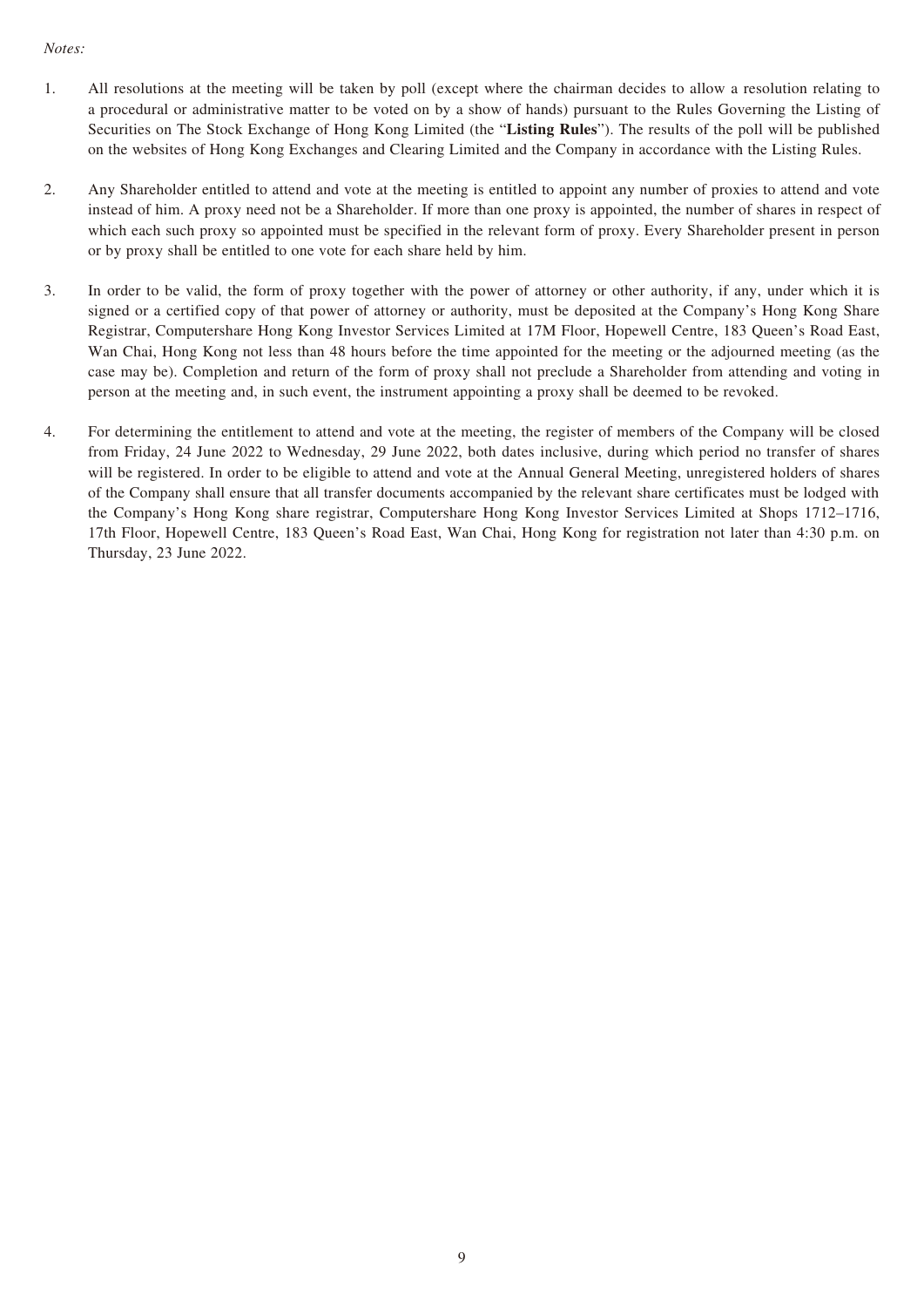*Notes:*

1. All resolutions at the meeting will be taken by poll (except where the chairman decides to allow a resolution relating to a procedural or administrative matter to be voted on by a show of hands) pursuant to the Rules Governing the Listing of Securities on The Stock Exchange of Hong Kong Limited (the "**Listing Rules**"). The results of the poll will be published on the websites of Hong Kong Exchanges and Clearing Limited and the Company in accordance with the Listing Rules.

2. Any Shareholder entitled to attend and vote at the meeting is entitled to appoint any number of proxies to attend and vote instead of him. A proxy need not be a Shareholder. If more than one proxy is appointed, the number of shares in respect of which each such proxy so appointed must be specified in the relevant form of proxy. Every Shareholder present in person or by proxy shall be entitled to one vote for each share held by him.

3. In order to be valid, the form of proxy together with the power of attorney or other authority, if any, under which it is signed or a certified copy of that power of attorney or authority, must be deposited at the Company's Hong Kong Share Registrar, Computershare Hong Kong Investor Services Limited at 17M Floor, Hopewell Centre, 183 Queen's Road East, Wan Chai, Hong Kong not less than 48 hours before the time appointed for the meeting or the adjourned meeting (as the case may be). Completion and return of the form of proxy shall not preclude a Shareholder from attending and voting in person at the meeting and, in such event, the instrument appointing a proxy shall be deemed to be revoked.

4. For determining the entitlement to attend and vote at the meeting, the register of members of the Company will be closed from Friday, 24 June 2022 to Wednesday, 29 June 2022, both dates inclusive, during which period no transfer of shares will be registered. In order to be eligible to attend and vote at the Annual General Meeting, unregistered holders of shares of the Company shall ensure that all transfer documents accompanied by the relevant share certificates must be lodged with the Company's Hong Kong share registrar, Computershare Hong Kong Investor Services Limited at Shops 1712–1716, 17th Floor, Hopewell Centre, 183 Queen's Road East, Wan Chai, Hong Kong for registration not later than 4:30 p.m. on Thursday, 23 June 2022.